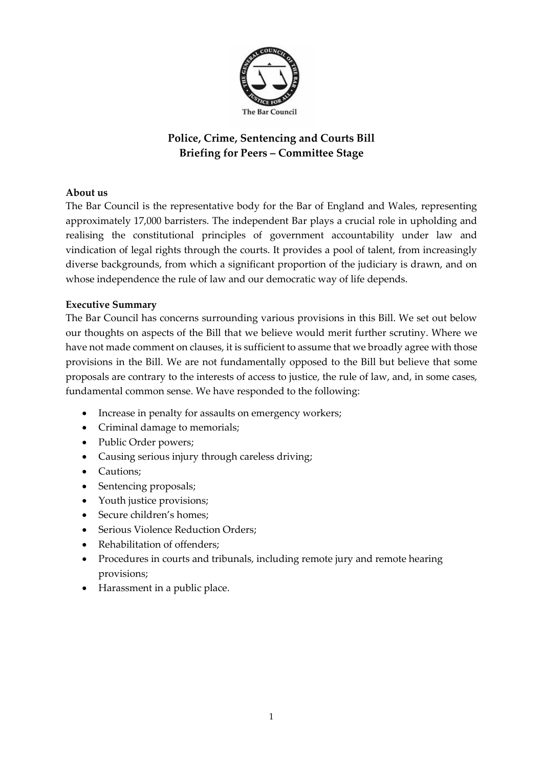# Police, Crime, Sentencing and Courts Bill
## Briefing for Peers – Committee Stage

**About us**

The Bar Council is the representative body for the Bar of England and Wales, representing approximately 17,000 barristers. The independent Bar plays a crucial role in upholding and realising the constitutional principles of government accountability under law and vindication of legal rights through the courts. It provides a pool of talent, from increasingly diverse backgrounds, from which a significant proportion of the judiciary is drawn, and on whose independence the rule of law and our democratic way of life depends.

**Executive Summary**

The Bar Council has concerns surrounding various provisions in this Bill. We set out below our thoughts on aspects of the Bill that we believe would merit further scrutiny. Where we have not made comment on clauses, it is sufficient to assume that we broadly agree with those provisions in the Bill. We are not fundamentally opposed to the Bill but believe that some proposals are contrary to the interests of access to justice, the rule of law, and, in some cases, fundamental common sense. We have responded to the following:

- Increase in penalty for assaults on emergency workers;
- Criminal damage to memorials;
- Public Order powers;
- Causing serious injury through careless driving;
- Cautions;
- Sentencing proposals;
- Youth justice provisions;
- Secure children's homes;
- Serious Violence Reduction Orders;
- Rehabilitation of offenders;
- Procedures in courts and tribunals, including remote jury and remote hearing provisions;
- Harassment in a public place.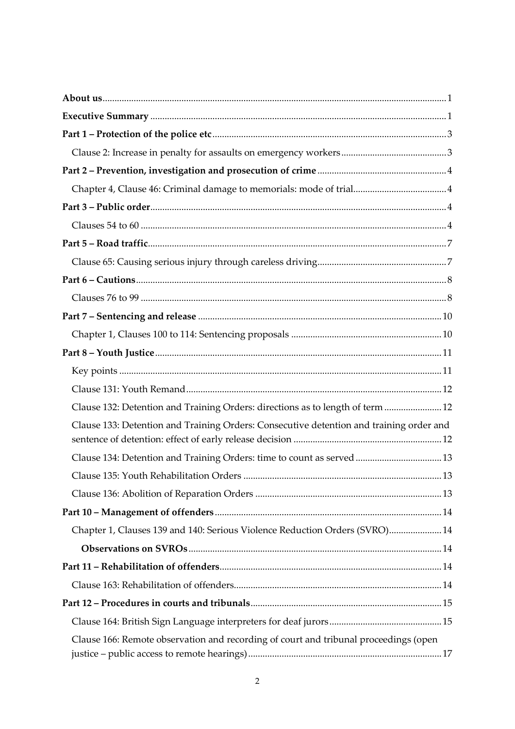**About us** 1

**Executive Summary** 1

**Part 1 – Protection of the police etc** 3

Clause 2: Increase in penalty for assaults on emergency workers 3

**Part 2 – Prevention, investigation and prosecution of crime** 4

Chapter 4, Clause 46: Criminal damage to memorials: mode of trial 4

**Part 3 – Public order** 4

Clauses 54 to 60 4

**Part 5 – Road traffic** 7

Clause 65: Causing serious injury through careless driving 7

**Part 6 – Cautions** 8

Clauses 76 to 99 8

**Part 7 – Sentencing and release** 10

Chapter 1, Clauses 100 to 114: Sentencing proposals 10

**Part 8 – Youth Justice** 11

Key points 11

Clause 131: Youth Remand 12

Clause 132: Detention and Training Orders: directions as to length of term 12

Clause 133: Detention and Training Orders: Consecutive detention and training order and sentence of detention: effect of early release decision 12

Clause 134: Detention and Training Orders: time to count as served 13

Clause 135: Youth Rehabilitation Orders 13

Clause 136: Abolition of Reparation Orders 13

**Part 10 – Management of offenders** 14

Chapter 1, Clauses 139 and 140: Serious Violence Reduction Orders (SVRO) 14

**Observations on SVROs** 14

**Part 11 – Rehabilitation of offenders** 14

Clause 163: Rehabilitation of offenders 14

**Part 12 – Procedures in courts and tribunals** 15

Clause 164: British Sign Language interpreters for deaf jurors 15

Clause 166: Remote observation and recording of court and tribunal proceedings (open justice – public access to remote hearings) 17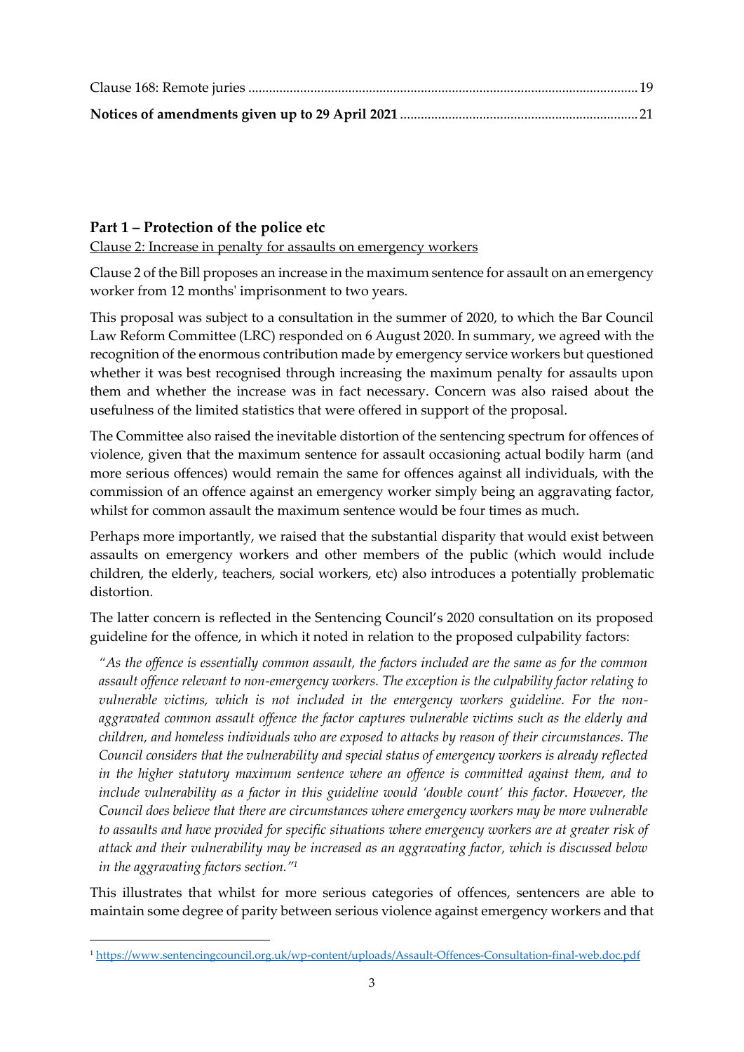Clause 168: Remote juries ............................................................................................................... 19

**Notices of amendments given up to 29 April 2021** ..................................................................... 21

## Part 1 – Protection of the police etc

Clause 2: Increase in penalty for assaults on emergency workers

Clause 2 of the Bill proposes an increase in the maximum sentence for assault on an emergency worker from 12 months' imprisonment to two years.

This proposal was subject to a consultation in the summer of 2020, to which the Bar Council Law Reform Committee (LRC) responded on 6 August 2020. In summary, we agreed with the recognition of the enormous contribution made by emergency service workers but questioned whether it was best recognised through increasing the maximum penalty for assaults upon them and whether the increase was in fact necessary. Concern was also raised about the usefulness of the limited statistics that were offered in support of the proposal.

The Committee also raised the inevitable distortion of the sentencing spectrum for offences of violence, given that the maximum sentence for assault occasioning actual bodily harm (and more serious offences) would remain the same for offences against all individuals, with the commission of an offence against an emergency worker simply being an aggravating factor, whilst for common assault the maximum sentence would be four times as much.

Perhaps more importantly, we raised that the substantial disparity that would exist between assaults on emergency workers and other members of the public (which would include children, the elderly, teachers, social workers, etc) also introduces a potentially problematic distortion.

The latter concern is reflected in the Sentencing Council's 2020 consultation on its proposed guideline for the offence, in which it noted in relation to the proposed culpability factors:

> *"As the offence is essentially common assault, the factors included are the same as for the common assault offence relevant to non-emergency workers. The exception is the culpability factor relating to vulnerable victims, which is not included in the emergency workers guideline. For the non-aggravated common assault offence the factor captures vulnerable victims such as the elderly and children, and homeless individuals who are exposed to attacks by reason of their circumstances. The Council considers that the vulnerability and special status of emergency workers is already reflected in the higher statutory maximum sentence where an offence is committed against them, and to include vulnerability as a factor in this guideline would 'double count' this factor. However, the Council does believe that there are circumstances where emergency workers may be more vulnerable to assaults and have provided for specific situations where emergency workers are at greater risk of attack and their vulnerability may be increased as an aggravating factor, which is discussed below in the aggravating factors section."*[1]

This illustrates that whilst for more serious categories of offences, sentencers are able to maintain some degree of parity between serious violence against emergency workers and that

[1] https://www.sentencingcouncil.org.uk/wp-content/uploads/Assault-Offences-Consultation-final-web.doc.pdf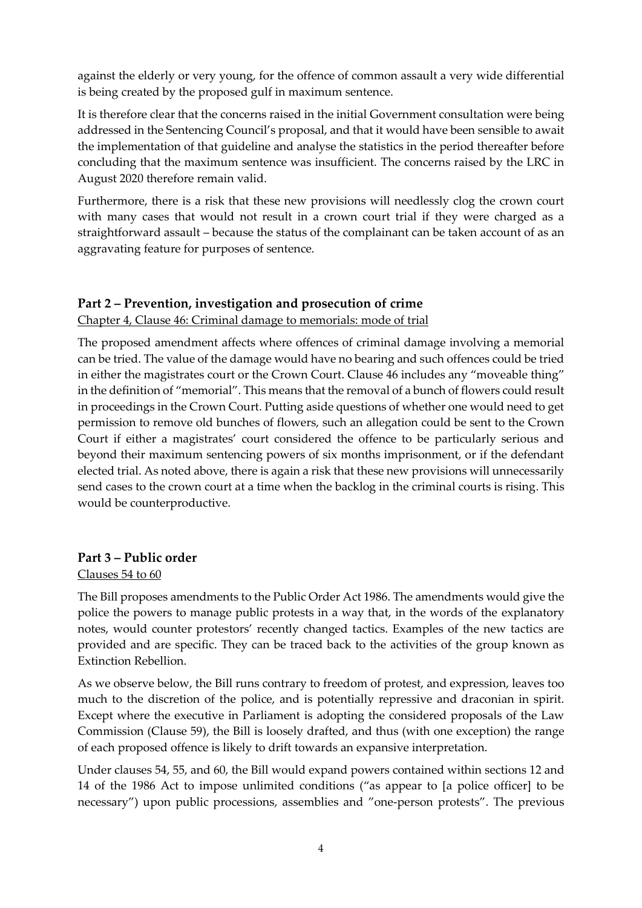against the elderly or very young, for the offence of common assault a very wide differential is being created by the proposed gulf in maximum sentence.

It is therefore clear that the concerns raised in the initial Government consultation were being addressed in the Sentencing Council's proposal, and that it would have been sensible to await the implementation of that guideline and analyse the statistics in the period thereafter before concluding that the maximum sentence was insufficient. The concerns raised by the LRC in August 2020 therefore remain valid.

Furthermore, there is a risk that these new provisions will needlessly clog the crown court with many cases that would not result in a crown court trial if they were charged as a straightforward assault – because the status of the complainant can be taken account of as an aggravating feature for purposes of sentence.

## Part 2 – Prevention, investigation and prosecution of crime

Chapter 4, Clause 46: Criminal damage to memorials: mode of trial

The proposed amendment affects where offences of criminal damage involving a memorial can be tried. The value of the damage would have no bearing and such offences could be tried in either the magistrates court or the Crown Court. Clause 46 includes any "moveable thing" in the definition of "memorial". This means that the removal of a bunch of flowers could result in proceedings in the Crown Court. Putting aside questions of whether one would need to get permission to remove old bunches of flowers, such an allegation could be sent to the Crown Court if either a magistrates' court considered the offence to be particularly serious and beyond their maximum sentencing powers of six months imprisonment, or if the defendant elected trial. As noted above, there is again a risk that these new provisions will unnecessarily send cases to the crown court at a time when the backlog in the criminal courts is rising. This would be counterproductive.

## Part 3 – Public order

Clauses 54 to 60

The Bill proposes amendments to the Public Order Act 1986. The amendments would give the police the powers to manage public protests in a way that, in the words of the explanatory notes, would counter protestors' recently changed tactics. Examples of the new tactics are provided and are specific. They can be traced back to the activities of the group known as Extinction Rebellion.

As we observe below, the Bill runs contrary to freedom of protest, and expression, leaves too much to the discretion of the police, and is potentially repressive and draconian in spirit. Except where the executive in Parliament is adopting the considered proposals of the Law Commission (Clause 59), the Bill is loosely drafted, and thus (with one exception) the range of each proposed offence is likely to drift towards an expansive interpretation.

Under clauses 54, 55, and 60, the Bill would expand powers contained within sections 12 and 14 of the 1986 Act to impose unlimited conditions ("as appear to [a police officer] to be necessary") upon public processions, assemblies and "one-person protests". The previous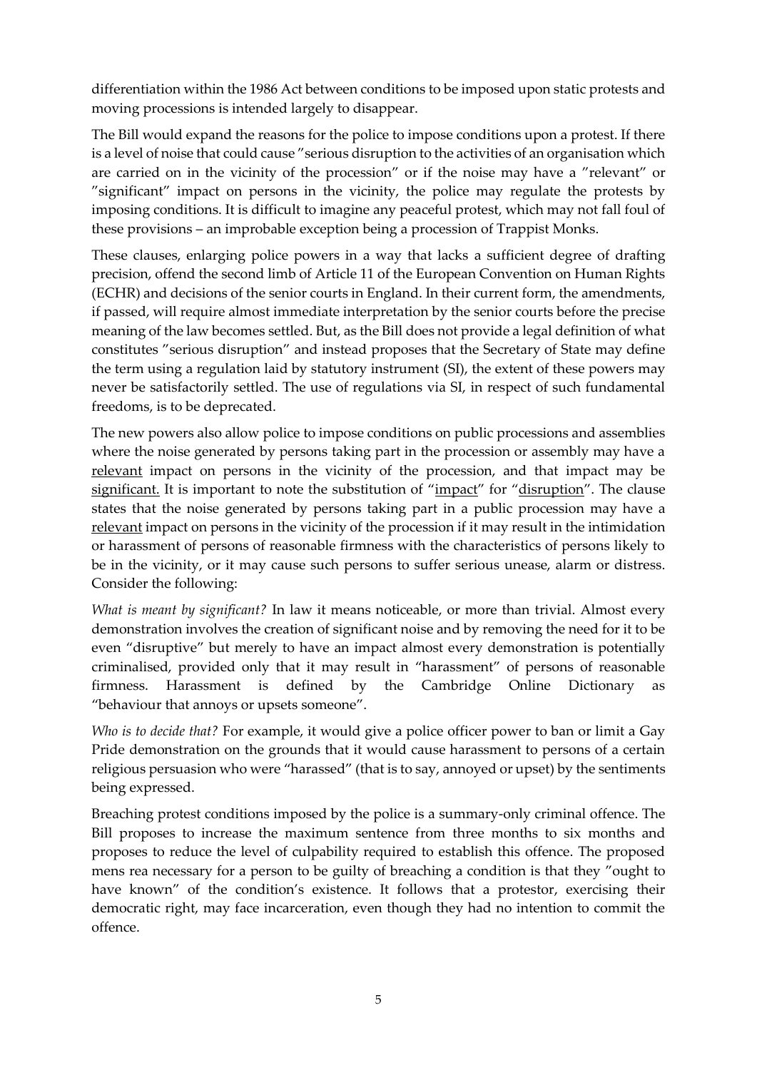differentiation within the 1986 Act between conditions to be imposed upon static protests and moving processions is intended largely to disappear.

The Bill would expand the reasons for the police to impose conditions upon a protest. If there is a level of noise that could cause "serious disruption to the activities of an organisation which are carried on in the vicinity of the procession" or if the noise may have a "relevant" or "significant" impact on persons in the vicinity, the police may regulate the protests by imposing conditions. It is difficult to imagine any peaceful protest, which may not fall foul of these provisions – an improbable exception being a procession of Trappist Monks.

These clauses, enlarging police powers in a way that lacks a sufficient degree of drafting precision, offend the second limb of Article 11 of the European Convention on Human Rights (ECHR) and decisions of the senior courts in England. In their current form, the amendments, if passed, will require almost immediate interpretation by the senior courts before the precise meaning of the law becomes settled. But, as the Bill does not provide a legal definition of what constitutes "serious disruption" and instead proposes that the Secretary of State may define the term using a regulation laid by statutory instrument (SI), the extent of these powers may never be satisfactorily settled. The use of regulations via SI, in respect of such fundamental freedoms, is to be deprecated.

The new powers also allow police to impose conditions on public processions and assemblies where the noise generated by persons taking part in the procession or assembly may have a <u>relevant</u> impact on persons in the vicinity of the procession, and that impact may be <u>significant.</u> It is important to note the substitution of "<u>impact</u>" for "<u>disruption</u>". The clause states that the noise generated by persons taking part in a public procession may have a <u>relevant</u> impact on persons in the vicinity of the procession if it may result in the intimidation or harassment of persons of reasonable firmness with the characteristics of persons likely to be in the vicinity, or it may cause such persons to suffer serious unease, alarm or distress. Consider the following:

*What is meant by significant?* In law it means noticeable, or more than trivial. Almost every demonstration involves the creation of significant noise and by removing the need for it to be even "disruptive" but merely to have an impact almost every demonstration is potentially criminalised, provided only that it may result in "harassment" of persons of reasonable firmness. Harassment is defined by the Cambridge Online Dictionary as "behaviour that annoys or upsets someone".

*Who is to decide that?* For example, it would give a police officer power to ban or limit a Gay Pride demonstration on the grounds that it would cause harassment to persons of a certain religious persuasion who were "harassed" (that is to say, annoyed or upset) by the sentiments being expressed.

Breaching protest conditions imposed by the police is a summary-only criminal offence. The Bill proposes to increase the maximum sentence from three months to six months and proposes to reduce the level of culpability required to establish this offence. The proposed mens rea necessary for a person to be guilty of breaching a condition is that they "ought to have known" of the condition's existence. It follows that a protestor, exercising their democratic right, may face incarceration, even though they had no intention to commit the offence.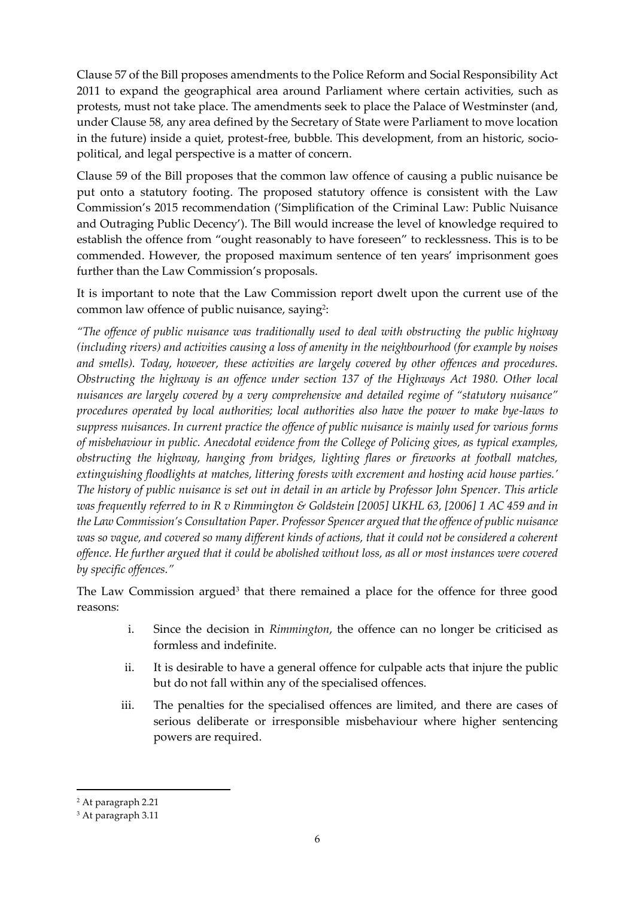Clause 57 of the Bill proposes amendments to the Police Reform and Social Responsibility Act 2011 to expand the geographical area around Parliament where certain activities, such as protests, must not take place. The amendments seek to place the Palace of Westminster (and, under Clause 58, any area defined by the Secretary of State were Parliament to move location in the future) inside a quiet, protest-free, bubble. This development, from an historic, socio-political, and legal perspective is a matter of concern.

Clause 59 of the Bill proposes that the common law offence of causing a public nuisance be put onto a statutory footing. The proposed statutory offence is consistent with the Law Commission's 2015 recommendation ('Simplification of the Criminal Law: Public Nuisance and Outraging Public Decency'). The Bill would increase the level of knowledge required to establish the offence from "ought reasonably to have foreseen" to recklessness. This is to be commended. However, the proposed maximum sentence of ten years' imprisonment goes further than the Law Commission's proposals.

It is important to note that the Law Commission report dwelt upon the current use of the common law offence of public nuisance, saying[2]:

*"The offence of public nuisance was traditionally used to deal with obstructing the public highway (including rivers) and activities causing a loss of amenity in the neighbourhood (for example by noises and smells). Today, however, these activities are largely covered by other offences and procedures. Obstructing the highway is an offence under section 137 of the Highways Act 1980. Other local nuisances are largely covered by a very comprehensive and detailed regime of "statutory nuisance" procedures operated by local authorities; local authorities also have the power to make bye-laws to suppress nuisances. In current practice the offence of public nuisance is mainly used for various forms of misbehaviour in public. Anecdotal evidence from the College of Policing gives, as typical examples, obstructing the highway, hanging from bridges, lighting flares or fireworks at football matches, extinguishing floodlights at matches, littering forests with excrement and hosting acid house parties.' The history of public nuisance is set out in detail in an article by Professor John Spencer. This article was frequently referred to in R v Rimmington & Goldstein [2005] UKHL 63, [2006] 1 AC 459 and in the Law Commission's Consultation Paper. Professor Spencer argued that the offence of public nuisance was so vague, and covered so many different kinds of actions, that it could not be considered a coherent offence. He further argued that it could be abolished without loss, as all or most instances were covered by specific offences."*

The Law Commission argued[3] that there remained a place for the offence for three good reasons:

i. Since the decision in *Rimmington*, the offence can no longer be criticised as formless and indefinite.

ii. It is desirable to have a general offence for culpable acts that injure the public but do not fall within any of the specialised offences.

iii. The penalties for the specialised offences are limited, and there are cases of serious deliberate or irresponsible misbehaviour where higher sentencing powers are required.

---

[2] At paragraph 2.21

[3] At paragraph 3.11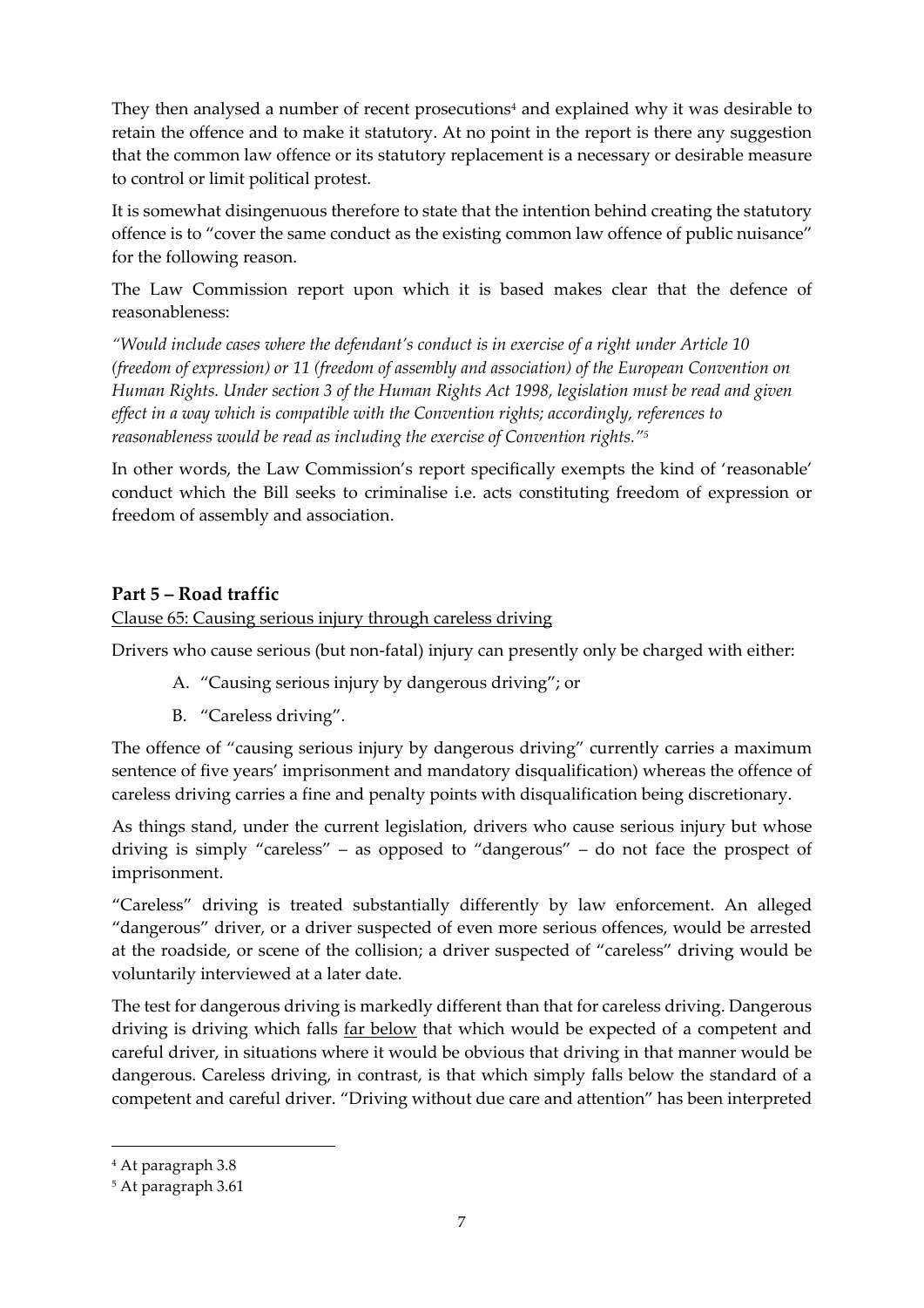They then analysed a number of recent prosecutions[4] and explained why it was desirable to retain the offence and to make it statutory. At no point in the report is there any suggestion that the common law offence or its statutory replacement is a necessary or desirable measure to control or limit political protest.

It is somewhat disingenuous therefore to state that the intention behind creating the statutory offence is to "cover the same conduct as the existing common law offence of public nuisance" for the following reason.

The Law Commission report upon which it is based makes clear that the defence of reasonableness:

*"Would include cases where the defendant's conduct is in exercise of a right under Article 10 (freedom of expression) or 11 (freedom of assembly and association) of the European Convention on Human Rights. Under section 3 of the Human Rights Act 1998, legislation must be read and given effect in a way which is compatible with the Convention rights; accordingly, references to reasonableness would be read as including the exercise of Convention rights."*[5]

In other words, the Law Commission's report specifically exempts the kind of 'reasonable' conduct which the Bill seeks to criminalise i.e. acts constituting freedom of expression or freedom of assembly and association.

## Part 5 – Road traffic

Clause 65: Causing serious injury through careless driving

Drivers who cause serious (but non-fatal) injury can presently only be charged with either:

A. "Causing serious injury by dangerous driving"; or

B. "Careless driving".

The offence of "causing serious injury by dangerous driving" currently carries a maximum sentence of five years' imprisonment and mandatory disqualification) whereas the offence of careless driving carries a fine and penalty points with disqualification being discretionary.

As things stand, under the current legislation, drivers who cause serious injury but whose driving is simply "careless" – as opposed to "dangerous" – do not face the prospect of imprisonment.

"Careless" driving is treated substantially differently by law enforcement. An alleged "dangerous" driver, or a driver suspected of even more serious offences, would be arrested at the roadside, or scene of the collision; a driver suspected of "careless" driving would be voluntarily interviewed at a later date.

The test for dangerous driving is markedly different than that for careless driving. Dangerous driving is driving which falls far below that which would be expected of a competent and careful driver, in situations where it would be obvious that driving in that manner would be dangerous. Careless driving, in contrast, is that which simply falls below the standard of a competent and careful driver. "Driving without due care and attention" has been interpreted

[4] At paragraph 3.8

[5] At paragraph 3.61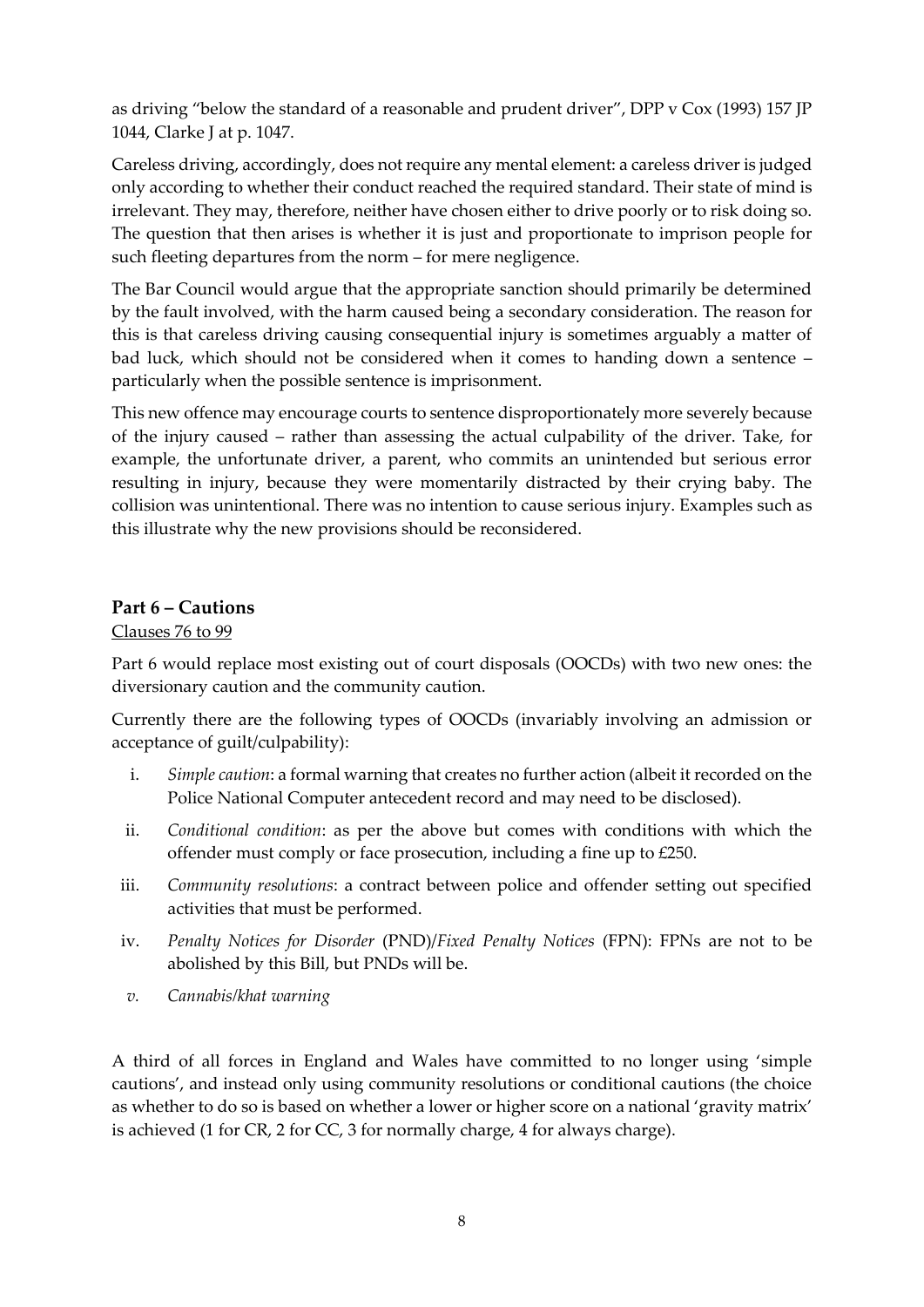as driving "below the standard of a reasonable and prudent driver", DPP v Cox (1993) 157 JP 1044, Clarke J at p. 1047.

Careless driving, accordingly, does not require any mental element: a careless driver is judged only according to whether their conduct reached the required standard. Their state of mind is irrelevant. They may, therefore, neither have chosen either to drive poorly or to risk doing so. The question that then arises is whether it is just and proportionate to imprison people for such fleeting departures from the norm – for mere negligence.

The Bar Council would argue that the appropriate sanction should primarily be determined by the fault involved, with the harm caused being a secondary consideration. The reason for this is that careless driving causing consequential injury is sometimes arguably a matter of bad luck, which should not be considered when it comes to handing down a sentence – particularly when the possible sentence is imprisonment.

This new offence may encourage courts to sentence disproportionately more severely because of the injury caused – rather than assessing the actual culpability of the driver. Take, for example, the unfortunate driver, a parent, who commits an unintended but serious error resulting in injury, because they were momentarily distracted by their crying baby. The collision was unintentional. There was no intention to cause serious injury. Examples such as this illustrate why the new provisions should be reconsidered.

## Part 6 – Cautions

<u>Clauses 76 to 99</u>

Part 6 would replace most existing out of court disposals (OOCDs) with two new ones: the diversionary caution and the community caution.

Currently there are the following types of OOCDs (invariably involving an admission or acceptance of guilt/culpability):

i. *Simple caution*: a formal warning that creates no further action (albeit it recorded on the Police National Computer antecedent record and may need to be disclosed).
ii. *Conditional condition*: as per the above but comes with conditions with which the offender must comply or face prosecution, including a fine up to £250.
iii. *Community resolutions*: a contract between police and offender setting out specified activities that must be performed.
iv. *Penalty Notices for Disorder* (PND)/*Fixed Penalty Notices* (FPN): FPNs are not to be abolished by this Bill, but PNDs will be.
v. *Cannabis/khat warning*

A third of all forces in England and Wales have committed to no longer using 'simple cautions', and instead only using community resolutions or conditional cautions (the choice as whether to do so is based on whether a lower or higher score on a national 'gravity matrix' is achieved (1 for CR, 2 for CC, 3 for normally charge, 4 for always charge).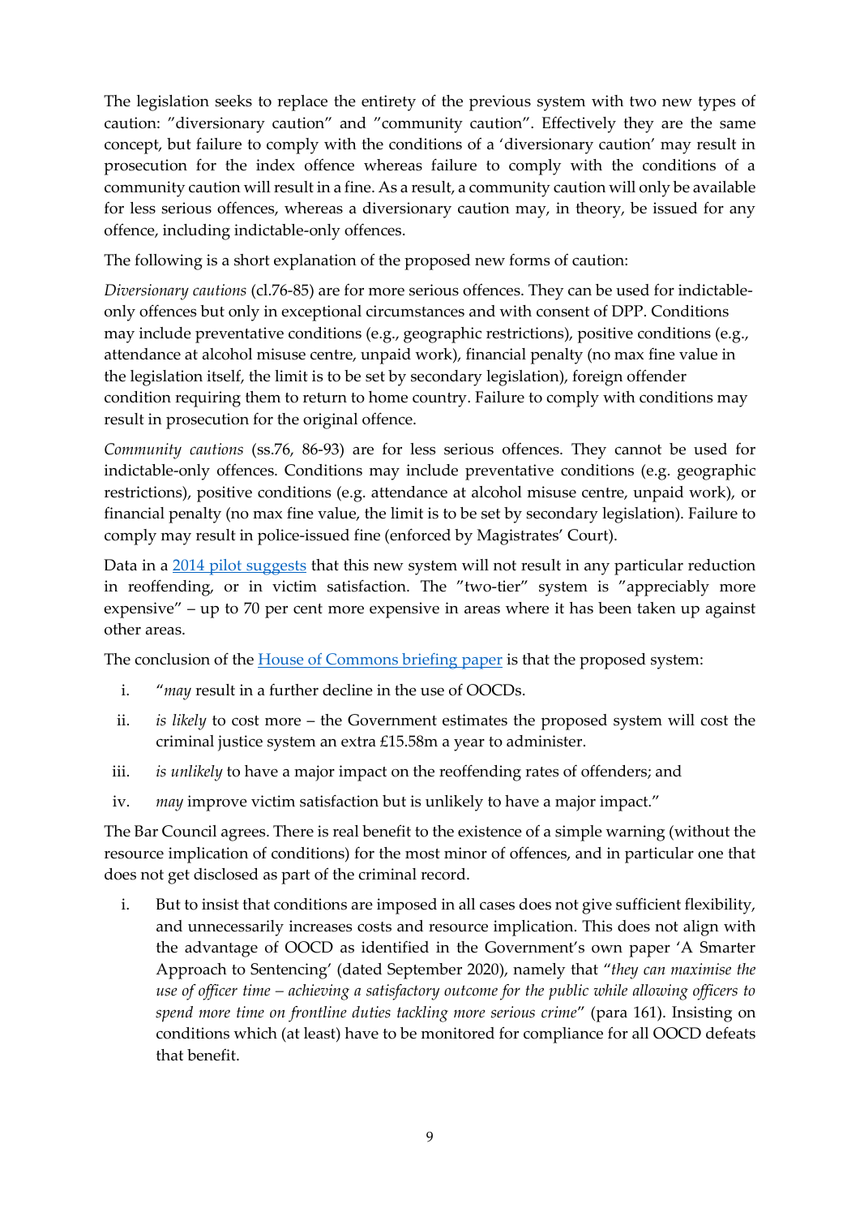The legislation seeks to replace the entirety of the previous system with two new types of caution: "diversionary caution" and "community caution". Effectively they are the same concept, but failure to comply with the conditions of a 'diversionary caution' may result in prosecution for the index offence whereas failure to comply with the conditions of a community caution will result in a fine. As a result, a community caution will only be available for less serious offences, whereas a diversionary caution may, in theory, be issued for any offence, including indictable-only offences.

The following is a short explanation of the proposed new forms of caution:

*Diversionary cautions* (cl.76-85) are for more serious offences. They can be used for indictable-only offences but only in exceptional circumstances and with consent of DPP. Conditions may include preventative conditions (e.g., geographic restrictions), positive conditions (e.g., attendance at alcohol misuse centre, unpaid work), financial penalty (no max fine value in the legislation itself, the limit is to be set by secondary legislation), foreign offender condition requiring them to return to home country. Failure to comply with conditions may result in prosecution for the original offence.

*Community cautions* (ss.76, 86-93) are for less serious offences. They cannot be used for indictable-only offences. Conditions may include preventative conditions (e.g. geographic restrictions), positive conditions (e.g. attendance at alcohol misuse centre, unpaid work), or financial penalty (no max fine value, the limit is to be set by secondary legislation). Failure to comply may result in police-issued fine (enforced by Magistrates' Court).

Data in a [2014 pilot suggests](#) that this new system will not result in any particular reduction in reoffending, or in victim satisfaction. The "two-tier" system is "appreciably more expensive" – up to 70 per cent more expensive in areas where it has been taken up against other areas.

The conclusion of the [House of Commons briefing paper](#) is that the proposed system:

i. "*may* result in a further decline in the use of OOCDs.
ii. *is likely* to cost more – the Government estimates the proposed system will cost the criminal justice system an extra £15.58m a year to administer.
iii. *is unlikely* to have a major impact on the reoffending rates of offenders; and
iv. *may* improve victim satisfaction but is unlikely to have a major impact."

The Bar Council agrees. There is real benefit to the existence of a simple warning (without the resource implication of conditions) for the most minor of offences, and in particular one that does not get disclosed as part of the criminal record.

i. But to insist that conditions are imposed in all cases does not give sufficient flexibility, and unnecessarily increases costs and resource implication. This does not align with the advantage of OOCD as identified in the Government's own paper 'A Smarter Approach to Sentencing' (dated September 2020), namely that "*they can maximise the use of officer time – achieving a satisfactory outcome for the public while allowing officers to spend more time on frontline duties tackling more serious crime*" (para 161). Insisting on conditions which (at least) have to be monitored for compliance for all OOCD defeats that benefit.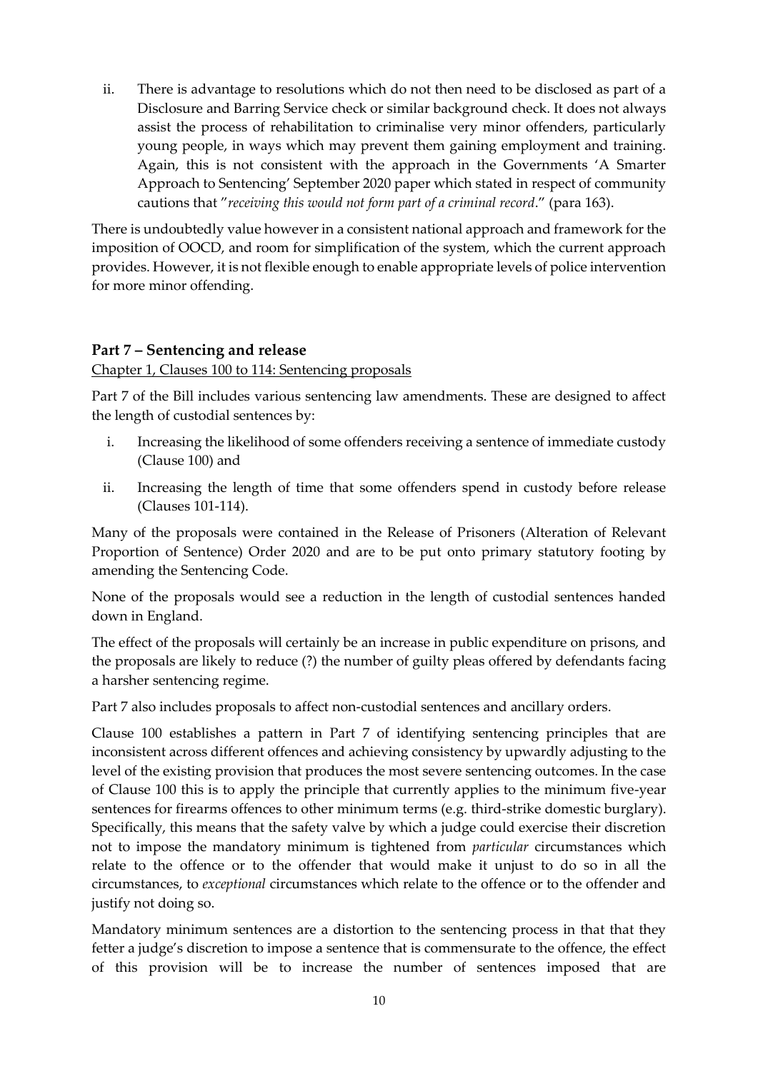ii. There is advantage to resolutions which do not then need to be disclosed as part of a Disclosure and Barring Service check or similar background check. It does not always assist the process of rehabilitation to criminalise very minor offenders, particularly young people, in ways which may prevent them gaining employment and training. Again, this is not consistent with the approach in the Governments 'A Smarter Approach to Sentencing' September 2020 paper which stated in respect of community cautions that "*receiving this would not form part of a criminal record*." (para 163).

There is undoubtedly value however in a consistent national approach and framework for the imposition of OOCD, and room for simplification of the system, which the current approach provides. However, it is not flexible enough to enable appropriate levels of police intervention for more minor offending.

## Part 7 – Sentencing and release

Chapter 1, Clauses 100 to 114: Sentencing proposals

Part 7 of the Bill includes various sentencing law amendments. These are designed to affect the length of custodial sentences by:

i. Increasing the likelihood of some offenders receiving a sentence of immediate custody (Clause 100) and

ii. Increasing the length of time that some offenders spend in custody before release (Clauses 101-114).

Many of the proposals were contained in the Release of Prisoners (Alteration of Relevant Proportion of Sentence) Order 2020 and are to be put onto primary statutory footing by amending the Sentencing Code.

None of the proposals would see a reduction in the length of custodial sentences handed down in England.

The effect of the proposals will certainly be an increase in public expenditure on prisons, and the proposals are likely to reduce (?) the number of guilty pleas offered by defendants facing a harsher sentencing regime.

Part 7 also includes proposals to affect non-custodial sentences and ancillary orders.

Clause 100 establishes a pattern in Part 7 of identifying sentencing principles that are inconsistent across different offences and achieving consistency by upwardly adjusting to the level of the existing provision that produces the most severe sentencing outcomes. In the case of Clause 100 this is to apply the principle that currently applies to the minimum five-year sentences for firearms offences to other minimum terms (e.g. third-strike domestic burglary). Specifically, this means that the safety valve by which a judge could exercise their discretion not to impose the mandatory minimum is tightened from *particular* circumstances which relate to the offence or to the offender that would make it unjust to do so in all the circumstances, to *exceptional* circumstances which relate to the offence or to the offender and justify not doing so.

Mandatory minimum sentences are a distortion to the sentencing process in that that they fetter a judge's discretion to impose a sentence that is commensurate to the offence, the effect of this provision will be to increase the number of sentences imposed that are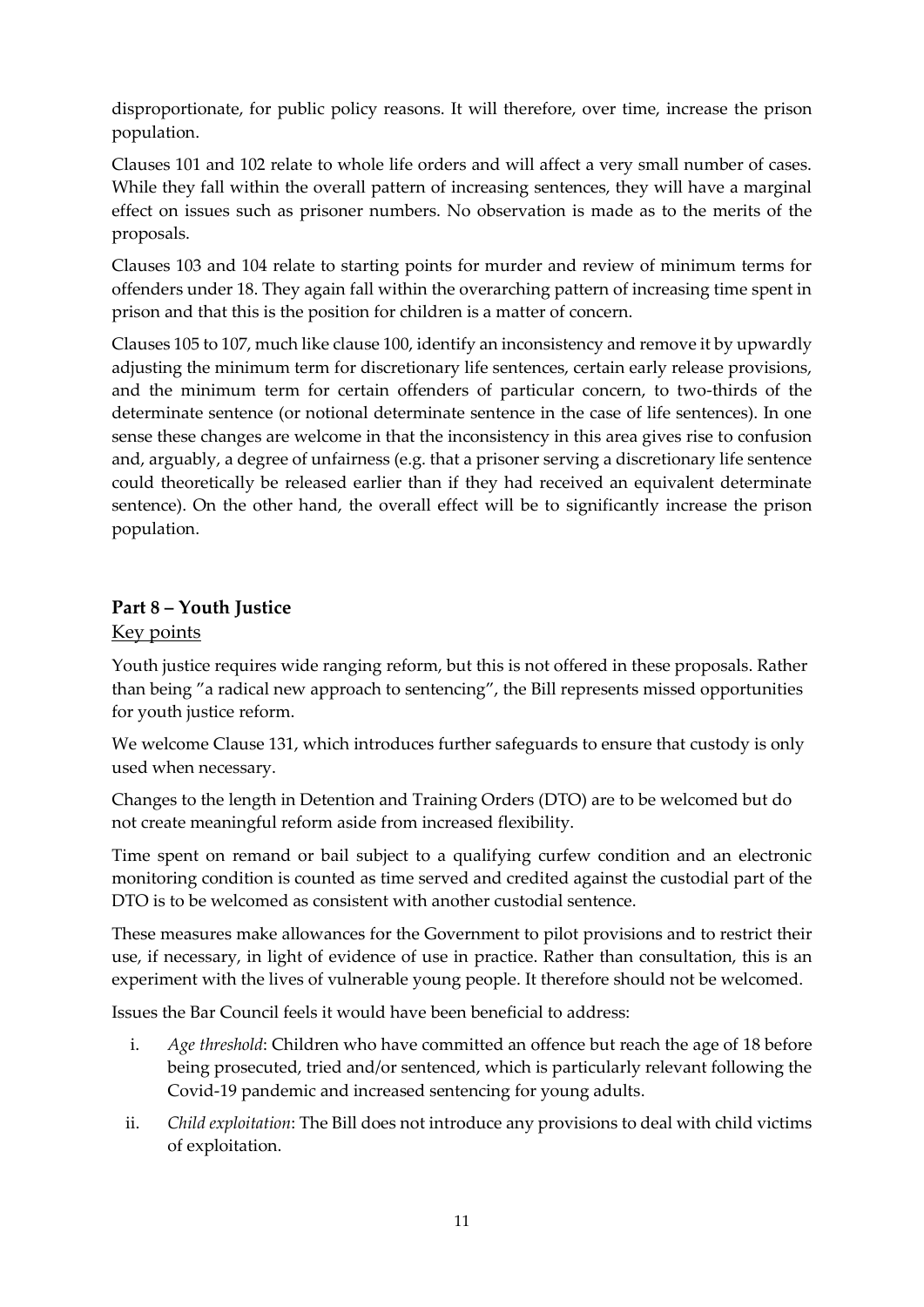disproportionate, for public policy reasons. It will therefore, over time, increase the prison population.

Clauses 101 and 102 relate to whole life orders and will affect a very small number of cases. While they fall within the overall pattern of increasing sentences, they will have a marginal effect on issues such as prisoner numbers. No observation is made as to the merits of the proposals.

Clauses 103 and 104 relate to starting points for murder and review of minimum terms for offenders under 18. They again fall within the overarching pattern of increasing time spent in prison and that this is the position for children is a matter of concern.

Clauses 105 to 107, much like clause 100, identify an inconsistency and remove it by upwardly adjusting the minimum term for discretionary life sentences, certain early release provisions, and the minimum term for certain offenders of particular concern, to two-thirds of the determinate sentence (or notional determinate sentence in the case of life sentences). In one sense these changes are welcome in that the inconsistency in this area gives rise to confusion and, arguably, a degree of unfairness (e.g. that a prisoner serving a discretionary life sentence could theoretically be released earlier than if they had received an equivalent determinate sentence). On the other hand, the overall effect will be to significantly increase the prison population.

## Part 8 – Youth Justice

Key points

Youth justice requires wide ranging reform, but this is not offered in these proposals. Rather than being "a radical new approach to sentencing", the Bill represents missed opportunities for youth justice reform.

We welcome Clause 131, which introduces further safeguards to ensure that custody is only used when necessary.

Changes to the length in Detention and Training Orders (DTO) are to be welcomed but do not create meaningful reform aside from increased flexibility.

Time spent on remand or bail subject to a qualifying curfew condition and an electronic monitoring condition is counted as time served and credited against the custodial part of the DTO is to be welcomed as consistent with another custodial sentence.

These measures make allowances for the Government to pilot provisions and to restrict their use, if necessary, in light of evidence of use in practice. Rather than consultation, this is an experiment with the lives of vulnerable young people. It therefore should not be welcomed.

Issues the Bar Council feels it would have been beneficial to address:

i. *Age threshold*: Children who have committed an offence but reach the age of 18 before being prosecuted, tried and/or sentenced, which is particularly relevant following the Covid-19 pandemic and increased sentencing for young adults.

ii. *Child exploitation*: The Bill does not introduce any provisions to deal with child victims of exploitation.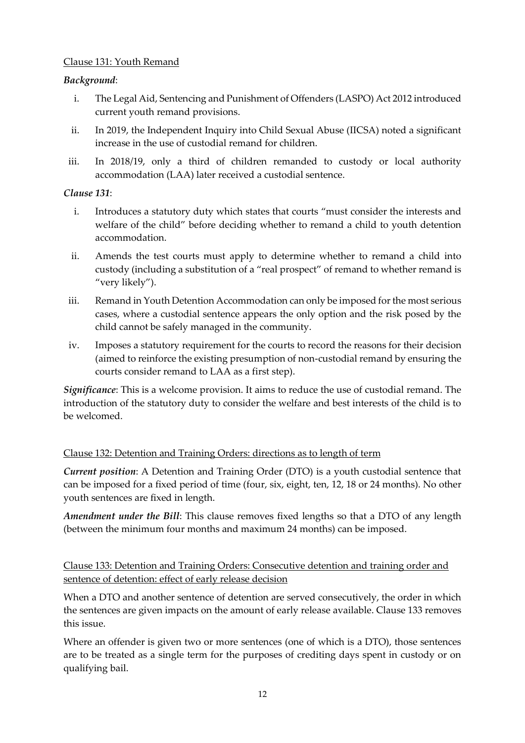Clause 131: Youth Remand

***Background***:

i. The Legal Aid, Sentencing and Punishment of Offenders (LASPO) Act 2012 introduced current youth remand provisions.
ii. In 2019, the Independent Inquiry into Child Sexual Abuse (IICSA) noted a significant increase in the use of custodial remand for children.
iii. In 2018/19, only a third of children remanded to custody or local authority accommodation (LAA) later received a custodial sentence.

***Clause 131***:

i. Introduces a statutory duty which states that courts "must consider the interests and welfare of the child" before deciding whether to remand a child to youth detention accommodation.
ii. Amends the test courts must apply to determine whether to remand a child into custody (including a substitution of a "real prospect" of remand to whether remand is "very likely").
iii. Remand in Youth Detention Accommodation can only be imposed for the most serious cases, where a custodial sentence appears the only option and the risk posed by the child cannot be safely managed in the community.
iv. Imposes a statutory requirement for the courts to record the reasons for their decision (aimed to reinforce the existing presumption of non-custodial remand by ensuring the courts consider remand to LAA as a first step).

***Significance***: This is a welcome provision. It aims to reduce the use of custodial remand. The introduction of the statutory duty to consider the welfare and best interests of the child is to be welcomed.

Clause 132: Detention and Training Orders: directions as to length of term

***Current position***: A Detention and Training Order (DTO) is a youth custodial sentence that can be imposed for a fixed period of time (four, six, eight, ten, 12, 18 or 24 months). No other youth sentences are fixed in length.

***Amendment under the Bill***: This clause removes fixed lengths so that a DTO of any length (between the minimum four months and maximum 24 months) can be imposed.

Clause 133: Detention and Training Orders: Consecutive detention and training order and sentence of detention: effect of early release decision

When a DTO and another sentence of detention are served consecutively, the order in which the sentences are given impacts on the amount of early release available. Clause 133 removes this issue.

Where an offender is given two or more sentences (one of which is a DTO), those sentences are to be treated as a single term for the purposes of crediting days spent in custody or on qualifying bail.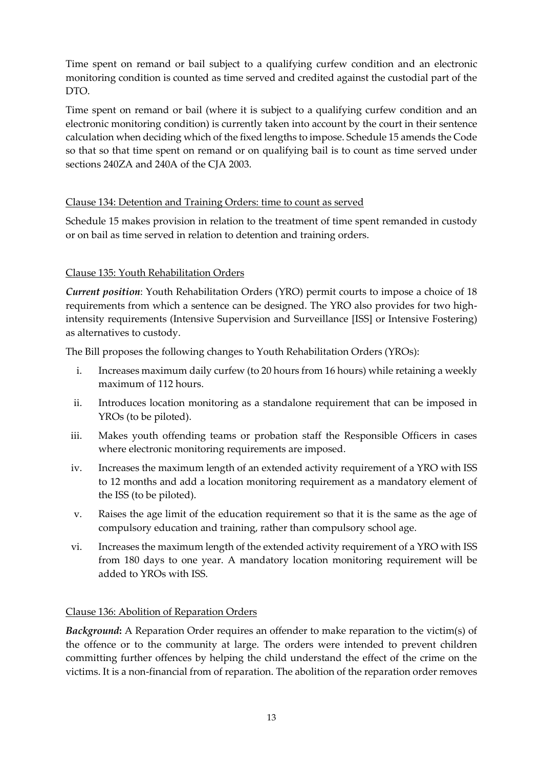Time spent on remand or bail subject to a qualifying curfew condition and an electronic monitoring condition is counted as time served and credited against the custodial part of the DTO.

Time spent on remand or bail (where it is subject to a qualifying curfew condition and an electronic monitoring condition) is currently taken into account by the court in their sentence calculation when deciding which of the fixed lengths to impose. Schedule 15 amends the Code so that so that time spent on remand or on qualifying bail is to count as time served under sections 240ZA and 240A of the CJA 2003.

Clause 134: Detention and Training Orders: time to count as served

Schedule 15 makes provision in relation to the treatment of time spent remanded in custody or on bail as time served in relation to detention and training orders.

Clause 135: Youth Rehabilitation Orders

***Current position***: Youth Rehabilitation Orders (YRO) permit courts to impose a choice of 18 requirements from which a sentence can be designed. The YRO also provides for two high-intensity requirements (Intensive Supervision and Surveillance [ISS] or Intensive Fostering) as alternatives to custody.

The Bill proposes the following changes to Youth Rehabilitation Orders (YROs):

i. Increases maximum daily curfew (to 20 hours from 16 hours) while retaining a weekly maximum of 112 hours.
ii. Introduces location monitoring as a standalone requirement that can be imposed in YROs (to be piloted).
iii. Makes youth offending teams or probation staff the Responsible Officers in cases where electronic monitoring requirements are imposed.
iv. Increases the maximum length of an extended activity requirement of a YRO with ISS to 12 months and add a location monitoring requirement as a mandatory element of the ISS (to be piloted).
v. Raises the age limit of the education requirement so that it is the same as the age of compulsory education and training, rather than compulsory school age.
vi. Increases the maximum length of the extended activity requirement of a YRO with ISS from 180 days to one year. A mandatory location monitoring requirement will be added to YROs with ISS.

Clause 136: Abolition of Reparation Orders

***Background*:** A Reparation Order requires an offender to make reparation to the victim(s) of the offence or to the community at large. The orders were intended to prevent children committing further offences by helping the child understand the effect of the crime on the victims. It is a non-financial from of reparation. The abolition of the reparation order removes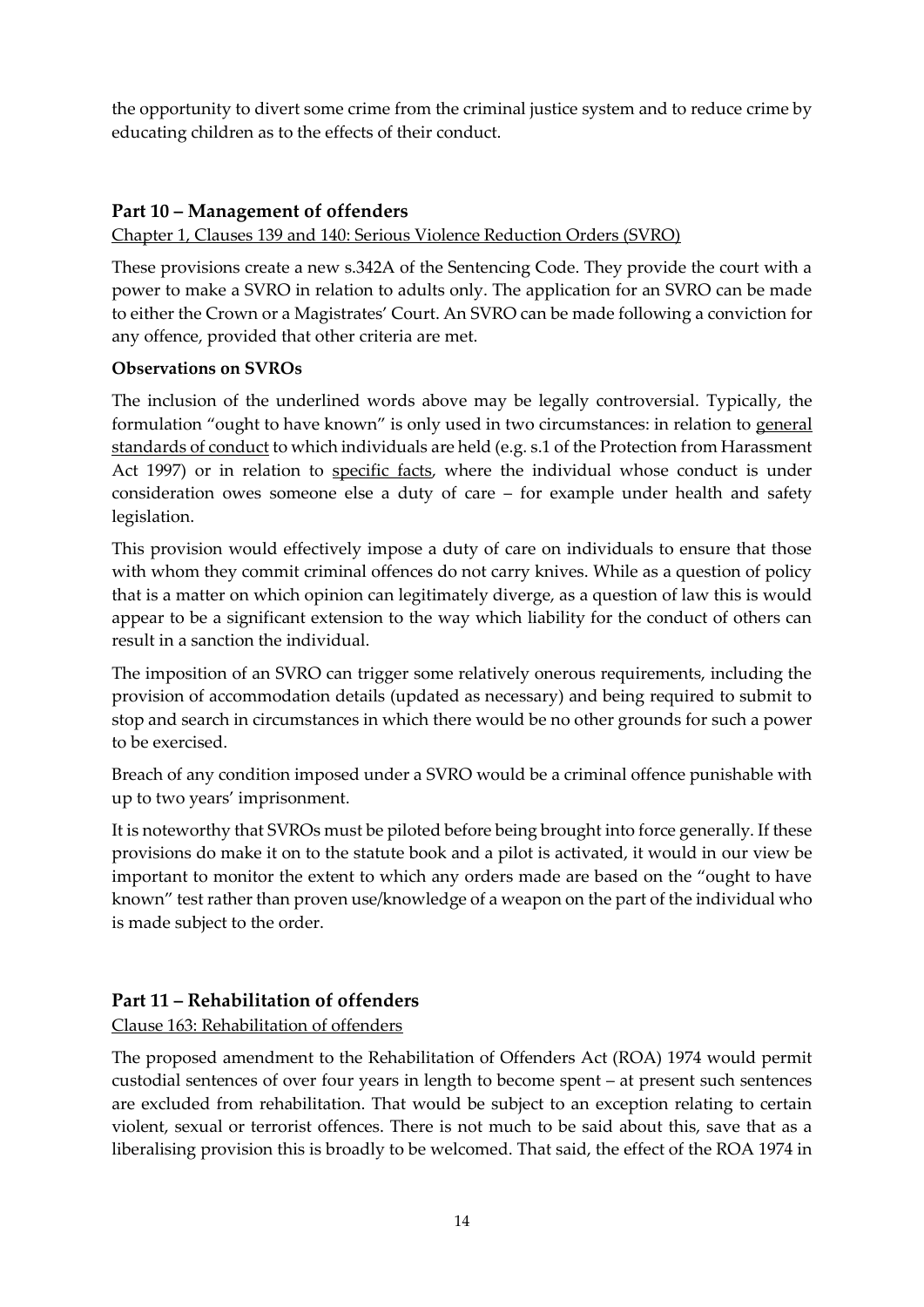the opportunity to divert some crime from the criminal justice system and to reduce crime by educating children as to the effects of their conduct.

## Part 10 – Management of offenders

Chapter 1, Clauses 139 and 140: Serious Violence Reduction Orders (SVRO)

These provisions create a new s.342A of the Sentencing Code. They provide the court with a power to make a SVRO in relation to adults only. The application for an SVRO can be made to either the Crown or a Magistrates' Court. An SVRO can be made following a conviction for any offence, provided that other criteria are met.

**Observations on SVROs**

The inclusion of the underlined words above may be legally controversial. Typically, the formulation "ought to have known" is only used in two circumstances: in relation to general standards of conduct to which individuals are held (e.g. s.1 of the Protection from Harassment Act 1997) or in relation to specific facts, where the individual whose conduct is under consideration owes someone else a duty of care – for example under health and safety legislation.

This provision would effectively impose a duty of care on individuals to ensure that those with whom they commit criminal offences do not carry knives. While as a question of policy that is a matter on which opinion can legitimately diverge, as a question of law this is would appear to be a significant extension to the way which liability for the conduct of others can result in a sanction the individual.

The imposition of an SVRO can trigger some relatively onerous requirements, including the provision of accommodation details (updated as necessary) and being required to submit to stop and search in circumstances in which there would be no other grounds for such a power to be exercised.

Breach of any condition imposed under a SVRO would be a criminal offence punishable with up to two years' imprisonment.

It is noteworthy that SVROs must be piloted before being brought into force generally. If these provisions do make it on to the statute book and a pilot is activated, it would in our view be important to monitor the extent to which any orders made are based on the "ought to have known" test rather than proven use/knowledge of a weapon on the part of the individual who is made subject to the order.

## Part 11 – Rehabilitation of offenders

Clause 163: Rehabilitation of offenders

The proposed amendment to the Rehabilitation of Offenders Act (ROA) 1974 would permit custodial sentences of over four years in length to become spent – at present such sentences are excluded from rehabilitation. That would be subject to an exception relating to certain violent, sexual or terrorist offences. There is not much to be said about this, save that as a liberalising provision this is broadly to be welcomed. That said, the effect of the ROA 1974 in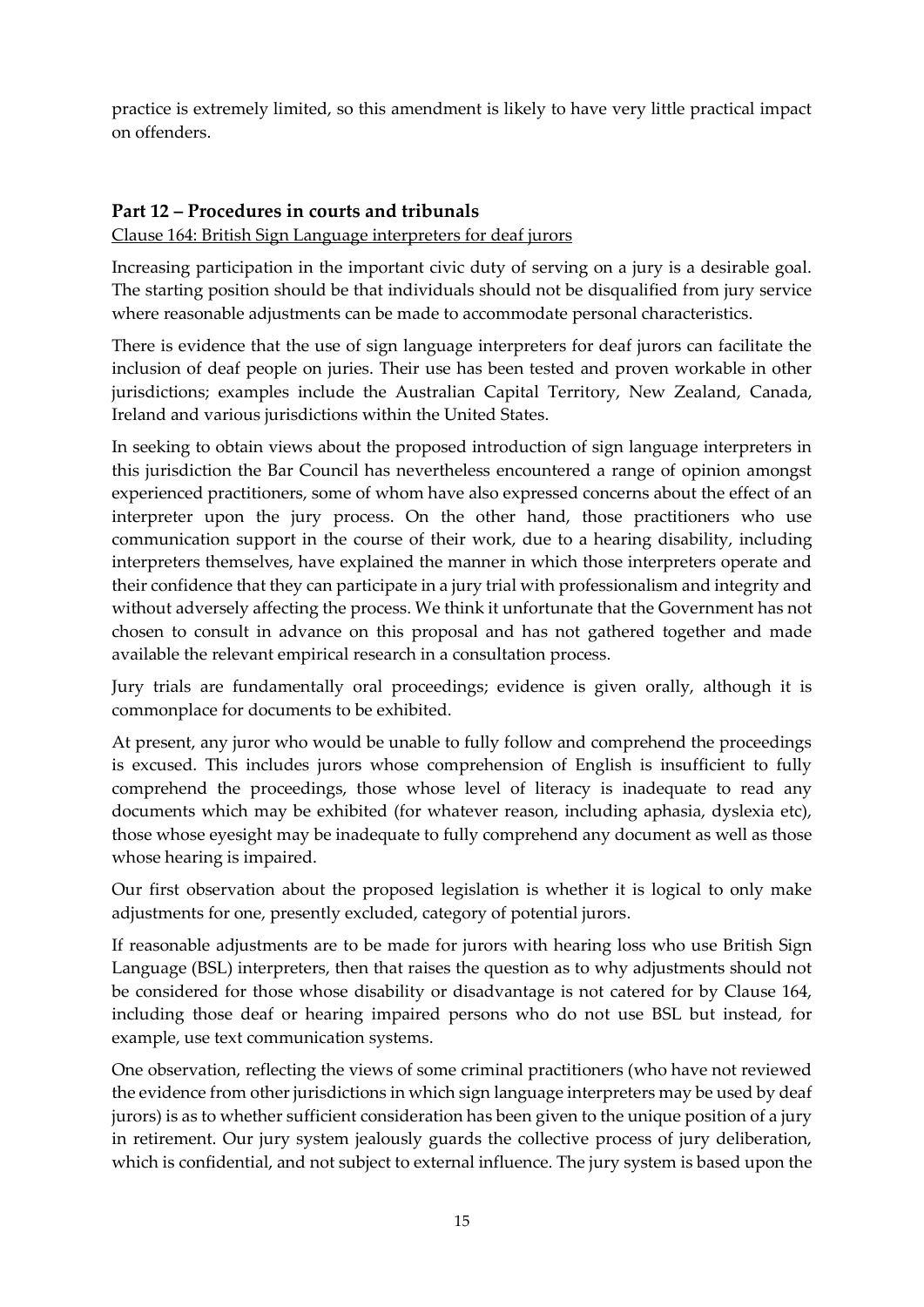practice is extremely limited, so this amendment is likely to have very little practical impact on offenders.

## Part 12 – Procedures in courts and tribunals

Clause 164: British Sign Language interpreters for deaf jurors

Increasing participation in the important civic duty of serving on a jury is a desirable goal. The starting position should be that individuals should not be disqualified from jury service where reasonable adjustments can be made to accommodate personal characteristics.

There is evidence that the use of sign language interpreters for deaf jurors can facilitate the inclusion of deaf people on juries. Their use has been tested and proven workable in other jurisdictions; examples include the Australian Capital Territory, New Zealand, Canada, Ireland and various jurisdictions within the United States.

In seeking to obtain views about the proposed introduction of sign language interpreters in this jurisdiction the Bar Council has nevertheless encountered a range of opinion amongst experienced practitioners, some of whom have also expressed concerns about the effect of an interpreter upon the jury process. On the other hand, those practitioners who use communication support in the course of their work, due to a hearing disability, including interpreters themselves, have explained the manner in which those interpreters operate and their confidence that they can participate in a jury trial with professionalism and integrity and without adversely affecting the process. We think it unfortunate that the Government has not chosen to consult in advance on this proposal and has not gathered together and made available the relevant empirical research in a consultation process.

Jury trials are fundamentally oral proceedings; evidence is given orally, although it is commonplace for documents to be exhibited.

At present, any juror who would be unable to fully follow and comprehend the proceedings is excused. This includes jurors whose comprehension of English is insufficient to fully comprehend the proceedings, those whose level of literacy is inadequate to read any documents which may be exhibited (for whatever reason, including aphasia, dyslexia etc), those whose eyesight may be inadequate to fully comprehend any document as well as those whose hearing is impaired.

Our first observation about the proposed legislation is whether it is logical to only make adjustments for one, presently excluded, category of potential jurors.

If reasonable adjustments are to be made for jurors with hearing loss who use British Sign Language (BSL) interpreters, then that raises the question as to why adjustments should not be considered for those whose disability or disadvantage is not catered for by Clause 164, including those deaf or hearing impaired persons who do not use BSL but instead, for example, use text communication systems.

One observation, reflecting the views of some criminal practitioners (who have not reviewed the evidence from other jurisdictions in which sign language interpreters may be used by deaf jurors) is as to whether sufficient consideration has been given to the unique position of a jury in retirement. Our jury system jealously guards the collective process of jury deliberation, which is confidential, and not subject to external influence. The jury system is based upon the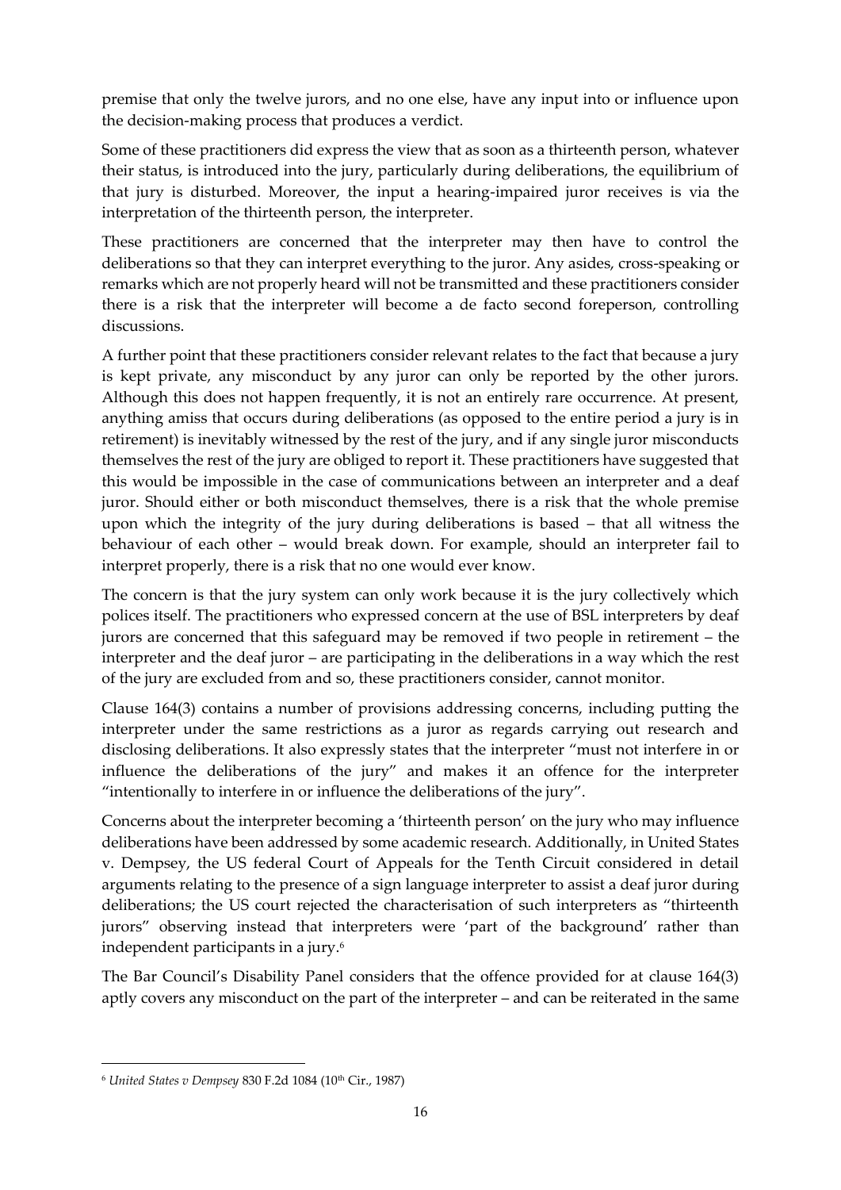premise that only the twelve jurors, and no one else, have any input into or influence upon the decision-making process that produces a verdict.

Some of these practitioners did express the view that as soon as a thirteenth person, whatever their status, is introduced into the jury, particularly during deliberations, the equilibrium of that jury is disturbed. Moreover, the input a hearing-impaired juror receives is via the interpretation of the thirteenth person, the interpreter.

These practitioners are concerned that the interpreter may then have to control the deliberations so that they can interpret everything to the juror. Any asides, cross-speaking or remarks which are not properly heard will not be transmitted and these practitioners consider there is a risk that the interpreter will become a de facto second foreperson, controlling discussions.

A further point that these practitioners consider relevant relates to the fact that because a jury is kept private, any misconduct by any juror can only be reported by the other jurors. Although this does not happen frequently, it is not an entirely rare occurrence. At present, anything amiss that occurs during deliberations (as opposed to the entire period a jury is in retirement) is inevitably witnessed by the rest of the jury, and if any single juror misconducts themselves the rest of the jury are obliged to report it. These practitioners have suggested that this would be impossible in the case of communications between an interpreter and a deaf juror. Should either or both misconduct themselves, there is a risk that the whole premise upon which the integrity of the jury during deliberations is based – that all witness the behaviour of each other – would break down. For example, should an interpreter fail to interpret properly, there is a risk that no one would ever know.

The concern is that the jury system can only work because it is the jury collectively which polices itself. The practitioners who expressed concern at the use of BSL interpreters by deaf jurors are concerned that this safeguard may be removed if two people in retirement – the interpreter and the deaf juror – are participating in the deliberations in a way which the rest of the jury are excluded from and so, these practitioners consider, cannot monitor.

Clause 164(3) contains a number of provisions addressing concerns, including putting the interpreter under the same restrictions as a juror as regards carrying out research and disclosing deliberations. It also expressly states that the interpreter "must not interfere in or influence the deliberations of the jury" and makes it an offence for the interpreter "intentionally to interfere in or influence the deliberations of the jury".

Concerns about the interpreter becoming a 'thirteenth person' on the jury who may influence deliberations have been addressed by some academic research. Additionally, in United States v. Dempsey, the US federal Court of Appeals for the Tenth Circuit considered in detail arguments relating to the presence of a sign language interpreter to assist a deaf juror during deliberations; the US court rejected the characterisation of such interpreters as "thirteenth jurors" observing instead that interpreters were 'part of the background' rather than independent participants in a jury.[6]

The Bar Council's Disability Panel considers that the offence provided for at clause 164(3) aptly covers any misconduct on the part of the interpreter – and can be reiterated in the same

---

[6] *United States v Dempsey* 830 F.2d 1084 (10th Cir., 1987)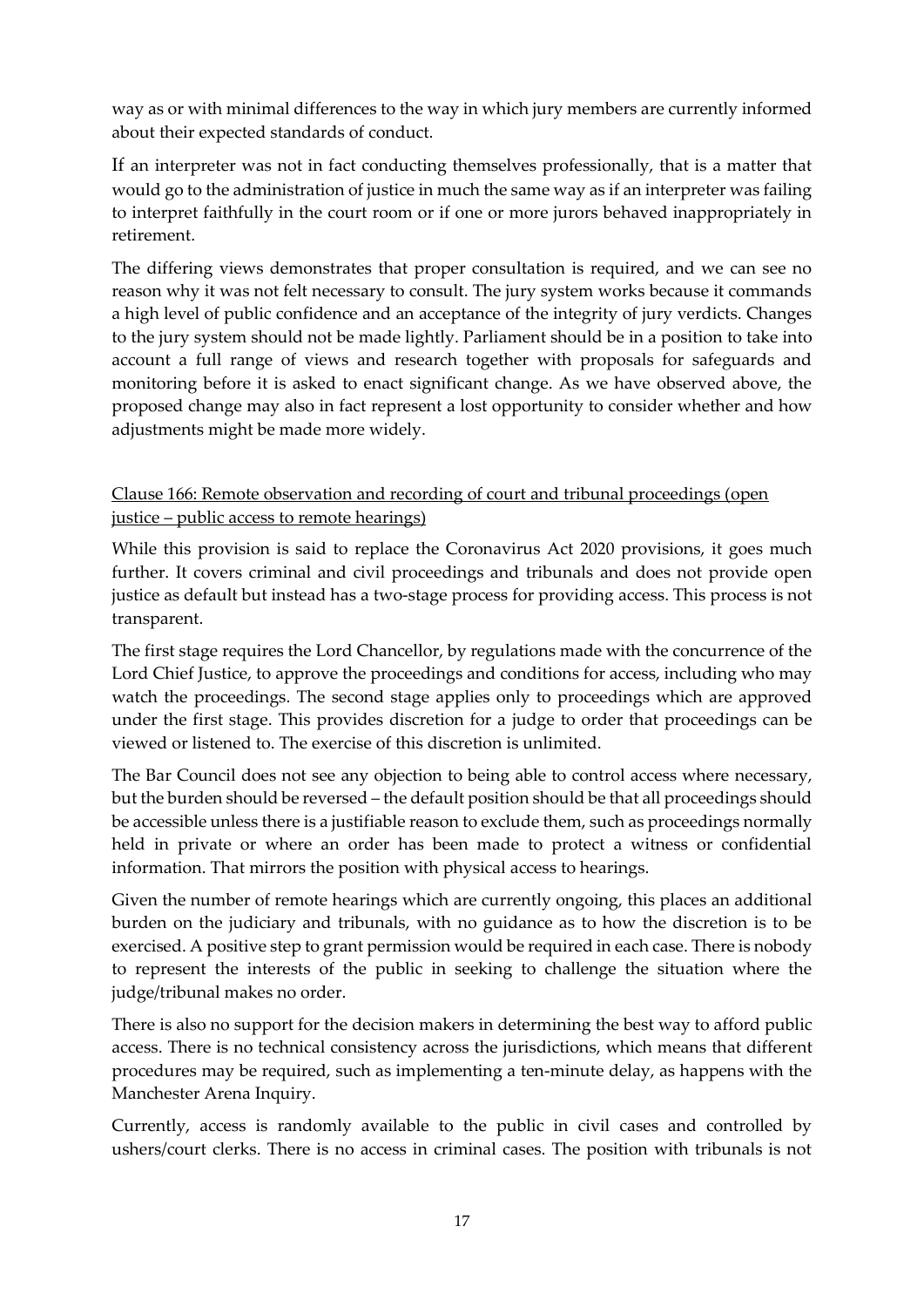way as or with minimal differences to the way in which jury members are currently informed about their expected standards of conduct.

If an interpreter was not in fact conducting themselves professionally, that is a matter that would go to the administration of justice in much the same way as if an interpreter was failing to interpret faithfully in the court room or if one or more jurors behaved inappropriately in retirement.

The differing views demonstrates that proper consultation is required, and we can see no reason why it was not felt necessary to consult. The jury system works because it commands a high level of public confidence and an acceptance of the integrity of jury verdicts. Changes to the jury system should not be made lightly. Parliament should be in a position to take into account a full range of views and research together with proposals for safeguards and monitoring before it is asked to enact significant change. As we have observed above, the proposed change may also in fact represent a lost opportunity to consider whether and how adjustments might be made more widely.

Clause 166: Remote observation and recording of court and tribunal proceedings (open justice – public access to remote hearings)

While this provision is said to replace the Coronavirus Act 2020 provisions, it goes much further. It covers criminal and civil proceedings and tribunals and does not provide open justice as default but instead has a two-stage process for providing access. This process is not transparent.

The first stage requires the Lord Chancellor, by regulations made with the concurrence of the Lord Chief Justice, to approve the proceedings and conditions for access, including who may watch the proceedings. The second stage applies only to proceedings which are approved under the first stage. This provides discretion for a judge to order that proceedings can be viewed or listened to. The exercise of this discretion is unlimited.

The Bar Council does not see any objection to being able to control access where necessary, but the burden should be reversed – the default position should be that all proceedings should be accessible unless there is a justifiable reason to exclude them, such as proceedings normally held in private or where an order has been made to protect a witness or confidential information. That mirrors the position with physical access to hearings.

Given the number of remote hearings which are currently ongoing, this places an additional burden on the judiciary and tribunals, with no guidance as to how the discretion is to be exercised. A positive step to grant permission would be required in each case. There is nobody to represent the interests of the public in seeking to challenge the situation where the judge/tribunal makes no order.

There is also no support for the decision makers in determining the best way to afford public access. There is no technical consistency across the jurisdictions, which means that different procedures may be required, such as implementing a ten-minute delay, as happens with the Manchester Arena Inquiry.

Currently, access is randomly available to the public in civil cases and controlled by ushers/court clerks. There is no access in criminal cases. The position with tribunals is not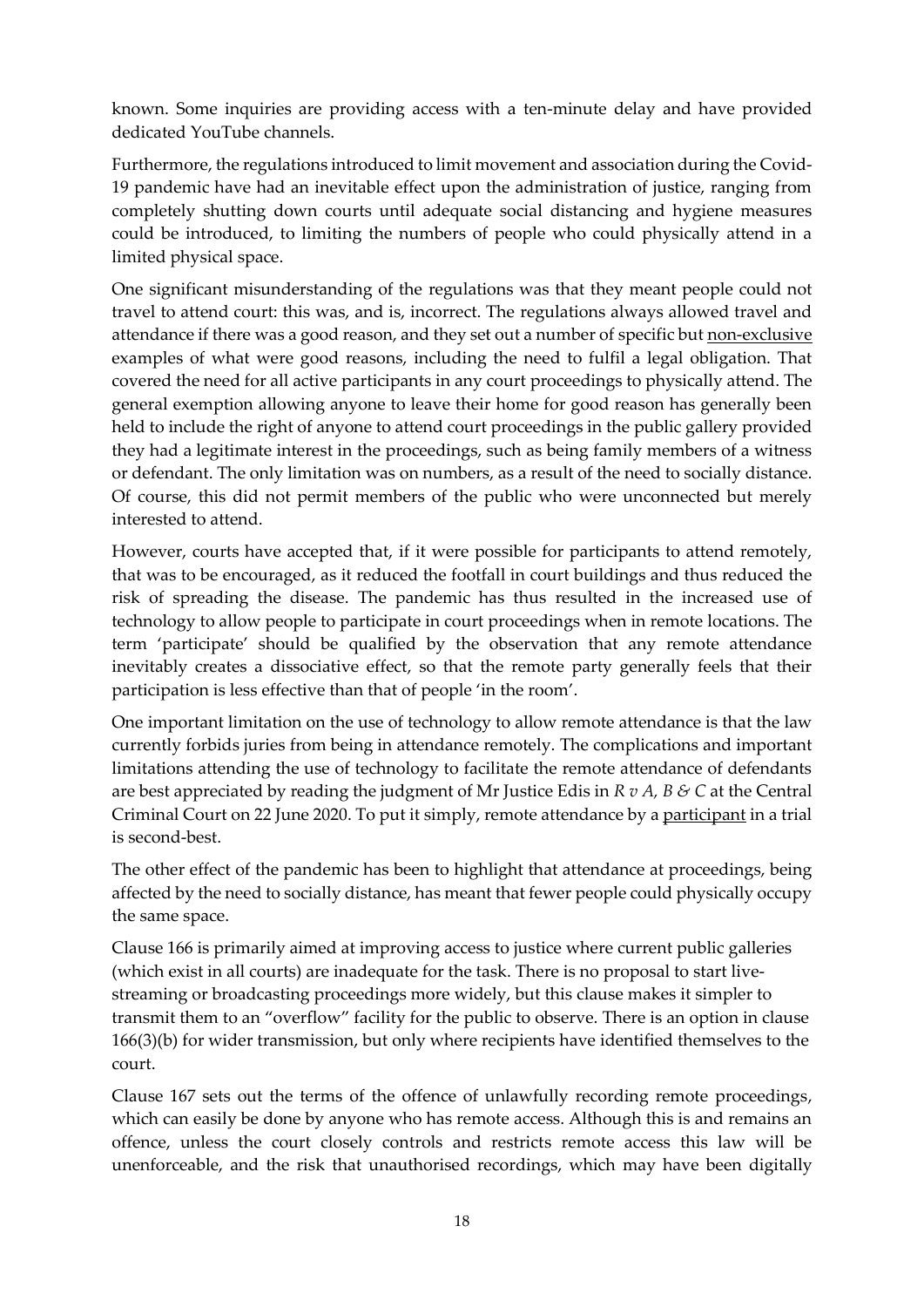known. Some inquiries are providing access with a ten-minute delay and have provided dedicated YouTube channels.

Furthermore, the regulations introduced to limit movement and association during the Covid-19 pandemic have had an inevitable effect upon the administration of justice, ranging from completely shutting down courts until adequate social distancing and hygiene measures could be introduced, to limiting the numbers of people who could physically attend in a limited physical space.

One significant misunderstanding of the regulations was that they meant people could not travel to attend court: this was, and is, incorrect. The regulations always allowed travel and attendance if there was a good reason, and they set out a number of specific but <u>non-exclusive</u> examples of what were good reasons, including the need to fulfil a legal obligation. That covered the need for all active participants in any court proceedings to physically attend. The general exemption allowing anyone to leave their home for good reason has generally been held to include the right of anyone to attend court proceedings in the public gallery provided they had a legitimate interest in the proceedings, such as being family members of a witness or defendant. The only limitation was on numbers, as a result of the need to socially distance. Of course, this did not permit members of the public who were unconnected but merely interested to attend.

However, courts have accepted that, if it were possible for participants to attend remotely, that was to be encouraged, as it reduced the footfall in court buildings and thus reduced the risk of spreading the disease. The pandemic has thus resulted in the increased use of technology to allow people to participate in court proceedings when in remote locations. The term 'participate' should be qualified by the observation that any remote attendance inevitably creates a dissociative effect, so that the remote party generally feels that their participation is less effective than that of people 'in the room'.

One important limitation on the use of technology to allow remote attendance is that the law currently forbids juries from being in attendance remotely. The complications and important limitations attending the use of technology to facilitate the remote attendance of defendants are best appreciated by reading the judgment of Mr Justice Edis in *R v A, B & C* at the Central Criminal Court on 22 June 2020. To put it simply, remote attendance by a <u>participant</u> in a trial is second-best.

The other effect of the pandemic has been to highlight that attendance at proceedings, being affected by the need to socially distance, has meant that fewer people could physically occupy the same space.

Clause 166 is primarily aimed at improving access to justice where current public galleries (which exist in all courts) are inadequate for the task. There is no proposal to start live-streaming or broadcasting proceedings more widely, but this clause makes it simpler to transmit them to an "overflow" facility for the public to observe. There is an option in clause 166(3)(b) for wider transmission, but only where recipients have identified themselves to the court.

Clause 167 sets out the terms of the offence of unlawfully recording remote proceedings, which can easily be done by anyone who has remote access. Although this is and remains an offence, unless the court closely controls and restricts remote access this law will be unenforceable, and the risk that unauthorised recordings, which may have been digitally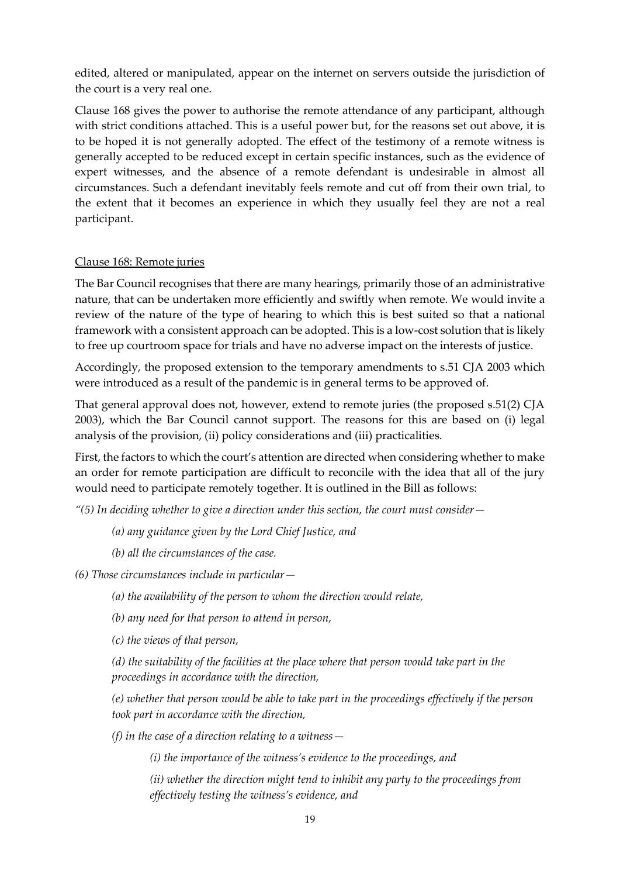edited, altered or manipulated, appear on the internet on servers outside the jurisdiction of the court is a very real one.

Clause 168 gives the power to authorise the remote attendance of any participant, although with strict conditions attached. This is a useful power but, for the reasons set out above, it is to be hoped it is not generally adopted. The effect of the testimony of a remote witness is generally accepted to be reduced except in certain specific instances, such as the evidence of expert witnesses, and the absence of a remote defendant is undesirable in almost all circumstances. Such a defendant inevitably feels remote and cut off from their own trial, to the extent that it becomes an experience in which they usually feel they are not a real participant.

<u>Clause 168: Remote juries</u>

The Bar Council recognises that there are many hearings, primarily those of an administrative nature, that can be undertaken more efficiently and swiftly when remote. We would invite a review of the nature of the type of hearing to which this is best suited so that a national framework with a consistent approach can be adopted. This is a low-cost solution that is likely to free up courtroom space for trials and have no adverse impact on the interests of justice.

Accordingly, the proposed extension to the temporary amendments to s.51 CJA 2003 which were introduced as a result of the pandemic is in general terms to be approved of.

That general approval does not, however, extend to remote juries (the proposed s.51(2) CJA 2003), which the Bar Council cannot support. The reasons for this are based on (i) legal analysis of the provision, (ii) policy considerations and (iii) practicalities.

First, the factors to which the court's attention are directed when considering whether to make an order for remote participation are difficult to reconcile with the idea that all of the jury would need to participate remotely together. It is outlined in the Bill as follows:

*"(5) In deciding whether to give a direction under this section, the court must consider—*

> *(a) any guidance given by the Lord Chief Justice, and*
>
> *(b) all the circumstances of the case.*

*(6) Those circumstances include in particular—*

> *(a) the availability of the person to whom the direction would relate,*
>
> *(b) any need for that person to attend in person,*
>
> *(c) the views of that person,*
>
> *(d) the suitability of the facilities at the place where that person would take part in the proceedings in accordance with the direction,*
>
> *(e) whether that person would be able to take part in the proceedings effectively if the person took part in accordance with the direction,*
>
> *(f) in the case of a direction relating to a witness—*
>
> > *(i) the importance of the witness's evidence to the proceedings, and*
> >
> > *(ii) whether the direction might tend to inhibit any party to the proceedings from effectively testing the witness's evidence, and*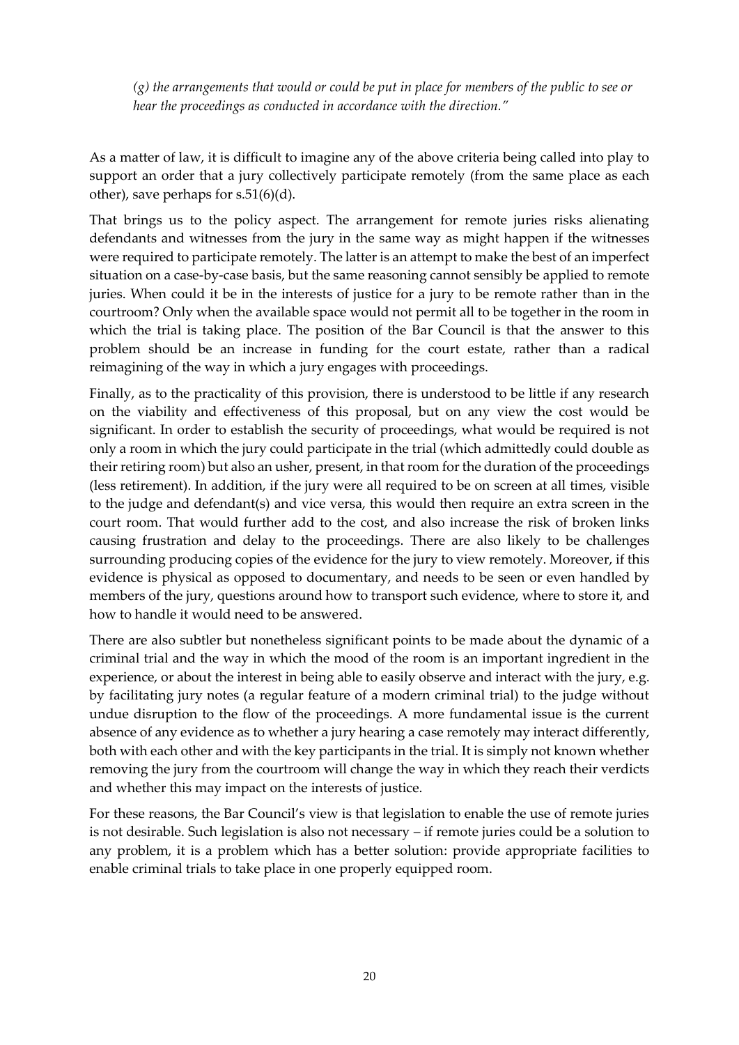*(g) the arrangements that would or could be put in place for members of the public to see or hear the proceedings as conducted in accordance with the direction."*

As a matter of law, it is difficult to imagine any of the above criteria being called into play to support an order that a jury collectively participate remotely (from the same place as each other), save perhaps for s.51(6)(d).

That brings us to the policy aspect. The arrangement for remote juries risks alienating defendants and witnesses from the jury in the same way as might happen if the witnesses were required to participate remotely. The latter is an attempt to make the best of an imperfect situation on a case-by-case basis, but the same reasoning cannot sensibly be applied to remote juries. When could it be in the interests of justice for a jury to be remote rather than in the courtroom? Only when the available space would not permit all to be together in the room in which the trial is taking place. The position of the Bar Council is that the answer to this problem should be an increase in funding for the court estate, rather than a radical reimagining of the way in which a jury engages with proceedings.

Finally, as to the practicality of this provision, there is understood to be little if any research on the viability and effectiveness of this proposal, but on any view the cost would be significant. In order to establish the security of proceedings, what would be required is not only a room in which the jury could participate in the trial (which admittedly could double as their retiring room) but also an usher, present, in that room for the duration of the proceedings (less retirement). In addition, if the jury were all required to be on screen at all times, visible to the judge and defendant(s) and vice versa, this would then require an extra screen in the court room. That would further add to the cost, and also increase the risk of broken links causing frustration and delay to the proceedings. There are also likely to be challenges surrounding producing copies of the evidence for the jury to view remotely. Moreover, if this evidence is physical as opposed to documentary, and needs to be seen or even handled by members of the jury, questions around how to transport such evidence, where to store it, and how to handle it would need to be answered.

There are also subtler but nonetheless significant points to be made about the dynamic of a criminal trial and the way in which the mood of the room is an important ingredient in the experience, or about the interest in being able to easily observe and interact with the jury, e.g. by facilitating jury notes (a regular feature of a modern criminal trial) to the judge without undue disruption to the flow of the proceedings. A more fundamental issue is the current absence of any evidence as to whether a jury hearing a case remotely may interact differently, both with each other and with the key participants in the trial. It is simply not known whether removing the jury from the courtroom will change the way in which they reach their verdicts and whether this may impact on the interests of justice.

For these reasons, the Bar Council's view is that legislation to enable the use of remote juries is not desirable. Such legislation is also not necessary – if remote juries could be a solution to any problem, it is a problem which has a better solution: provide appropriate facilities to enable criminal trials to take place in one properly equipped room.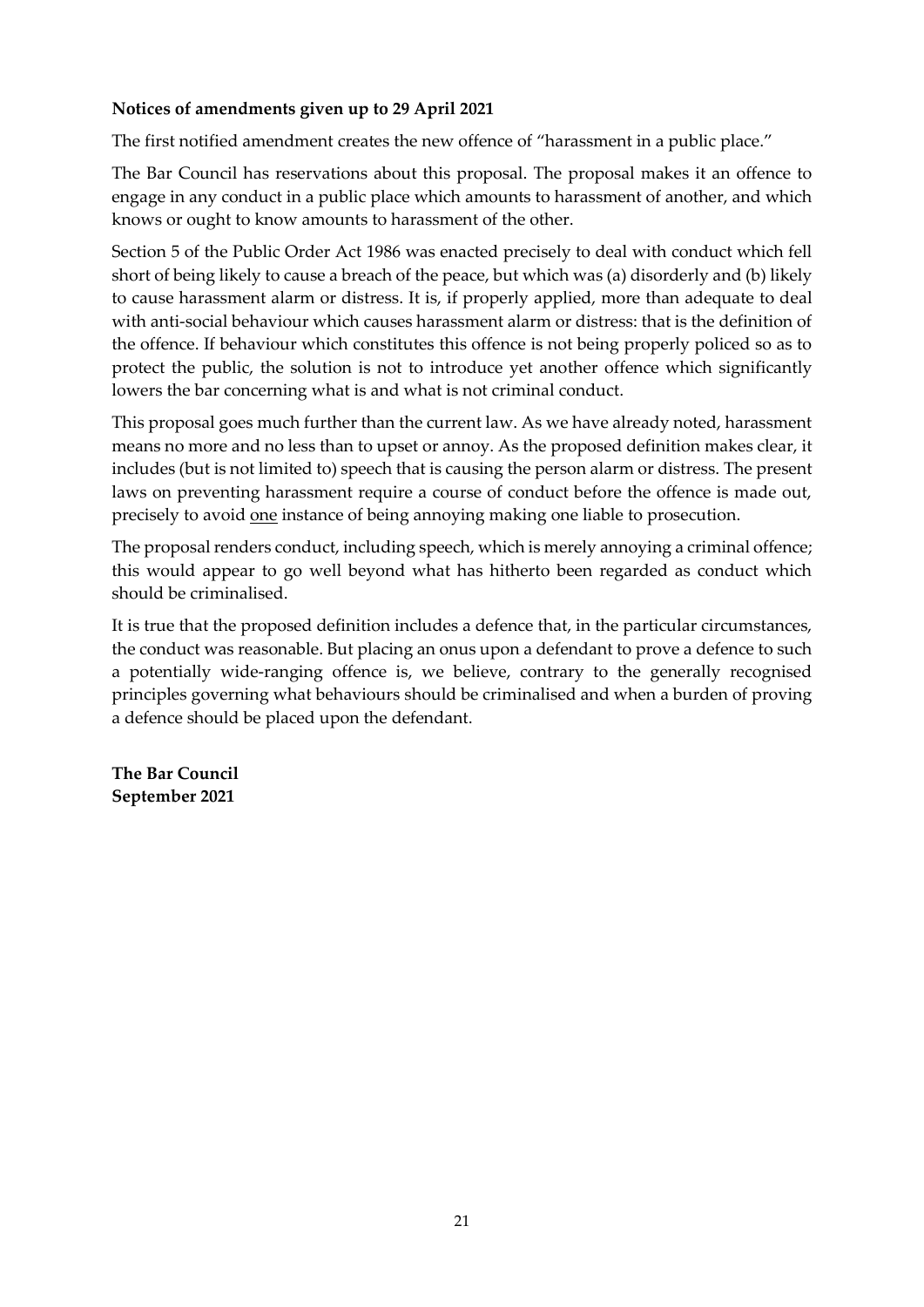**Notices of amendments given up to 29 April 2021**

The first notified amendment creates the new offence of "harassment in a public place."

The Bar Council has reservations about this proposal. The proposal makes it an offence to engage in any conduct in a public place which amounts to harassment of another, and which knows or ought to know amounts to harassment of the other.

Section 5 of the Public Order Act 1986 was enacted precisely to deal with conduct which fell short of being likely to cause a breach of the peace, but which was (a) disorderly and (b) likely to cause harassment alarm or distress. It is, if properly applied, more than adequate to deal with anti-social behaviour which causes harassment alarm or distress: that is the definition of the offence. If behaviour which constitutes this offence is not being properly policed so as to protect the public, the solution is not to introduce yet another offence which significantly lowers the bar concerning what is and what is not criminal conduct.

This proposal goes much further than the current law. As we have already noted, harassment means no more and no less than to upset or annoy. As the proposed definition makes clear, it includes (but is not limited to) speech that is causing the person alarm or distress. The present laws on preventing harassment require a course of conduct before the offence is made out, precisely to avoid <u>one</u> instance of being annoying making one liable to prosecution.

The proposal renders conduct, including speech, which is merely annoying a criminal offence; this would appear to go well beyond what has hitherto been regarded as conduct which should be criminalised.

It is true that the proposed definition includes a defence that, in the particular circumstances, the conduct was reasonable. But placing an onus upon a defendant to prove a defence to such a potentially wide-ranging offence is, we believe, contrary to the generally recognised principles governing what behaviours should be criminalised and when a burden of proving a defence should be placed upon the defendant.

**The Bar Council**
**September 2021**